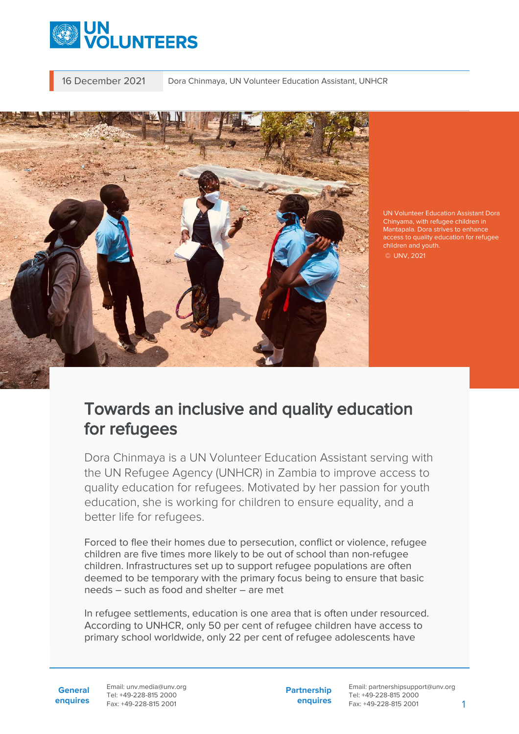16 December 2021

Dora Chinmaya, UN Volunteer Education Assistant, UNHCR

UN Volunteer Education Assistant Dora Chinyama, with refugee children in Mantapala. Dora strives to enhance access to quality education for refugee children and youth.
© UNV, 2021

# Towards an inclusive and quality education for refugees

Dora Chinmaya is a UN Volunteer Education Assistant serving with the UN Refugee Agency (UNHCR) in Zambia to improve access to quality education for refugees. Motivated by her passion for youth education, she is working for children to ensure equality, and a better life for refugees.

Forced to flee their homes due to persecution, conflict or violence, refugee children are five times more likely to be out of school than non-refugee children. Infrastructures set up to support refugee populations are often deemed to be temporary with the primary focus being to ensure that basic needs – such as food and shelter – are met

In refugee settlements, education is one area that is often under resourced. According to UNHCR, only 50 per cent of refugee children have access to primary school worldwide, only 22 per cent of refugee adolescents have

**General enquires** Email: unv.media@unv.org
Tel: +49-228-815 2000
Fax: +49-228-815 2001

**Partnership enquires** Email: partnershipsupport@unv.org
Tel: +49-228-815 2000
Fax: +49-228-815 2001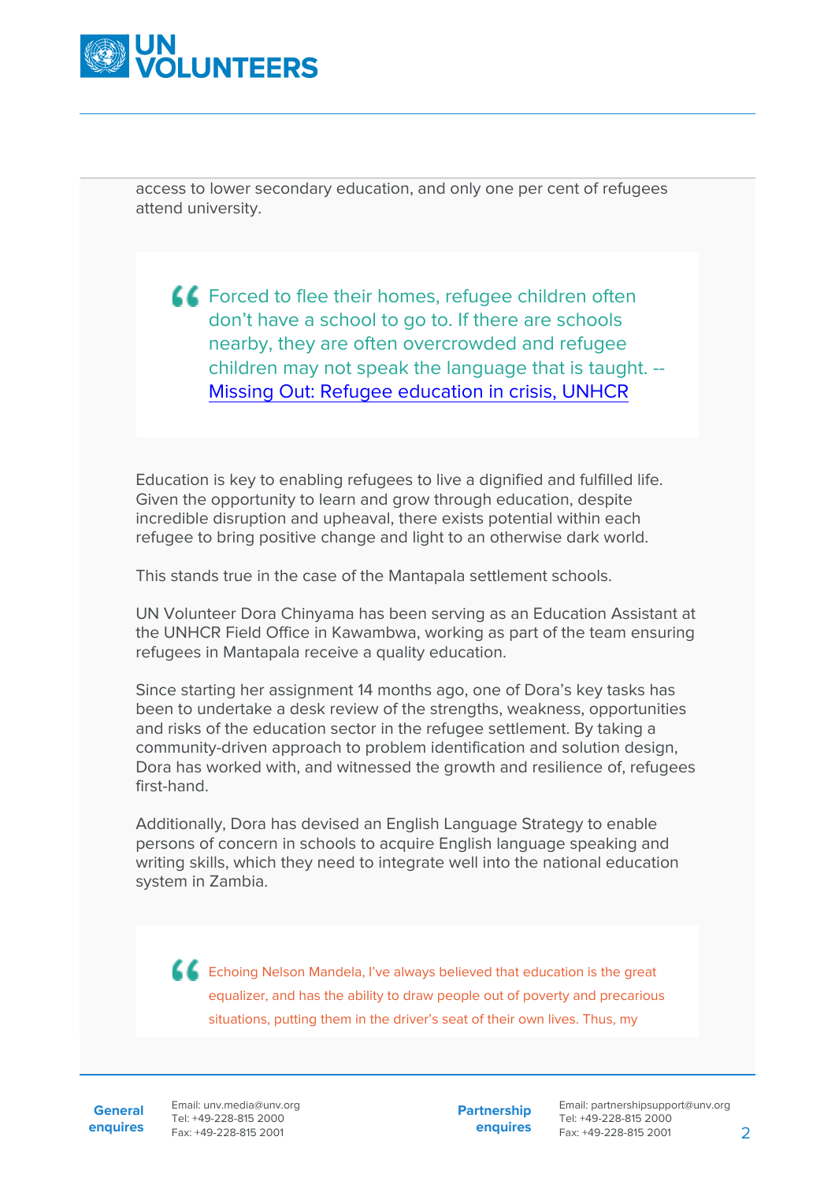access to lower secondary education, and only one per cent of refugees attend university.

> Forced to flee their homes, refugee children often don't have a school to go to. If there are schools nearby, they are often overcrowded and refugee children may not speak the language that is taught. -- [Missing Out: Refugee education in crisis, UNHCR]

Education is key to enabling refugees to live a dignified and fulfilled life. Given the opportunity to learn and grow through education, despite incredible disruption and upheaval, there exists potential within each refugee to bring positive change and light to an otherwise dark world.

This stands true in the case of the Mantapala settlement schools.

UN Volunteer Dora Chinyama has been serving as an Education Assistant at the UNHCR Field Office in Kawambwa, working as part of the team ensuring refugees in Mantapala receive a quality education.

Since starting her assignment 14 months ago, one of Dora's key tasks has been to undertake a desk review of the strengths, weakness, opportunities and risks of the education sector in the refugee settlement. By taking a community-driven approach to problem identification and solution design, Dora has worked with, and witnessed the growth and resilience of, refugees first-hand.

Additionally, Dora has devised an English Language Strategy to enable persons of concern in schools to acquire English language speaking and writing skills, which they need to integrate well into the national education system in Zambia.

> Echoing Nelson Mandela, I've always believed that education is the great equalizer, and has the ability to draw people out of poverty and precarious situations, putting them in the driver's seat of their own lives. Thus, my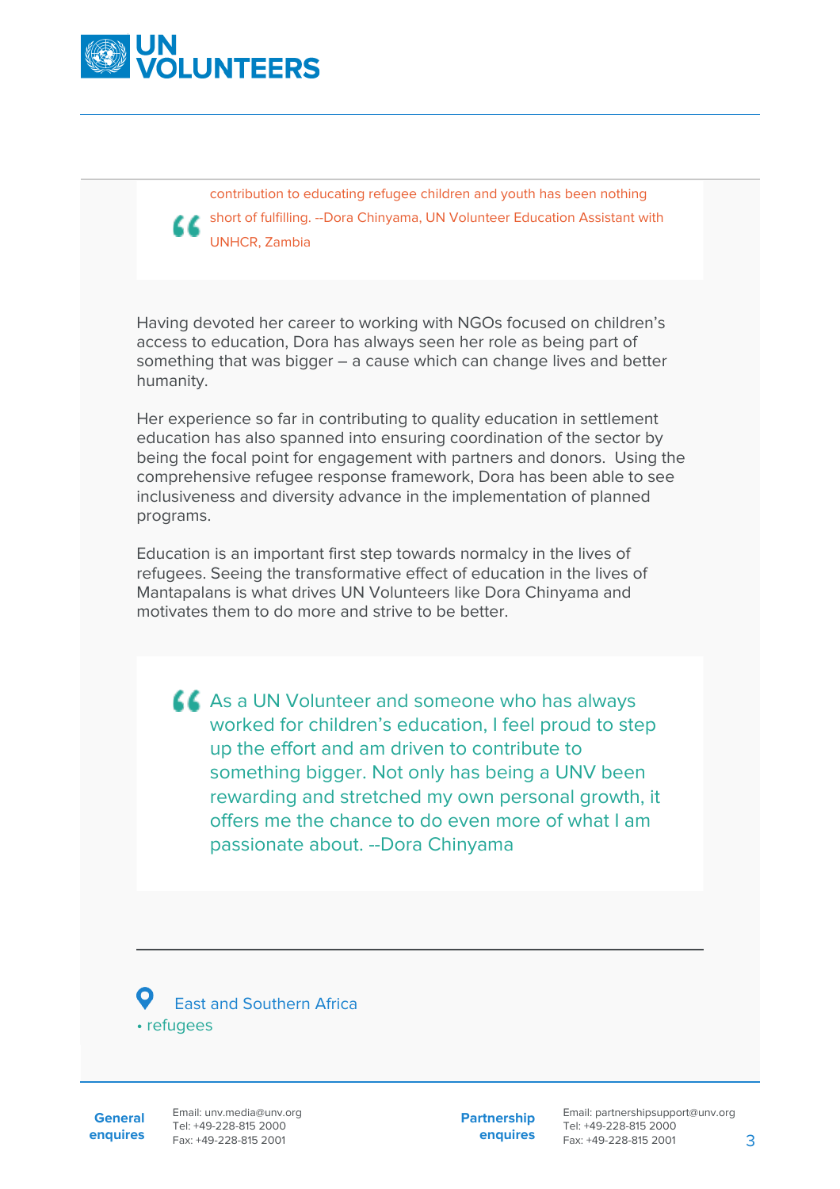> contribution to educating refugee children and youth has been nothing short of fulfilling. --Dora Chinyama, UN Volunteer Education Assistant with UNHCR, Zambia

Having devoted her career to working with NGOs focused on children's access to education, Dora has always seen her role as being part of something that was bigger – a cause which can change lives and better humanity.

Her experience so far in contributing to quality education in settlement education has also spanned into ensuring coordination of the sector by being the focal point for engagement with partners and donors.  Using the comprehensive refugee response framework, Dora has been able to see inclusiveness and diversity advance in the implementation of planned programs.

Education is an important first step towards normalcy in the lives of refugees. Seeing the transformative effect of education in the lives of Mantapalans is what drives UN Volunteers like Dora Chinyama and motivates them to do more and strive to be better.

> As a UN Volunteer and someone who has always worked for children's education, I feel proud to step up the effort and am driven to contribute to something bigger. Not only has being a UNV been rewarding and stretched my own personal growth, it offers me the chance to do even more of what I am passionate about. --Dora Chinyama

---

East and Southern Africa

- refugees

**General enquires** Email: unv.media@unv.org Tel: +49-228-815 2000 Fax: +49-228-815 2001

**Partnership enquires** Email: partnershipsupport@unv.org Tel: +49-228-815 2000 Fax: +49-228-815 2001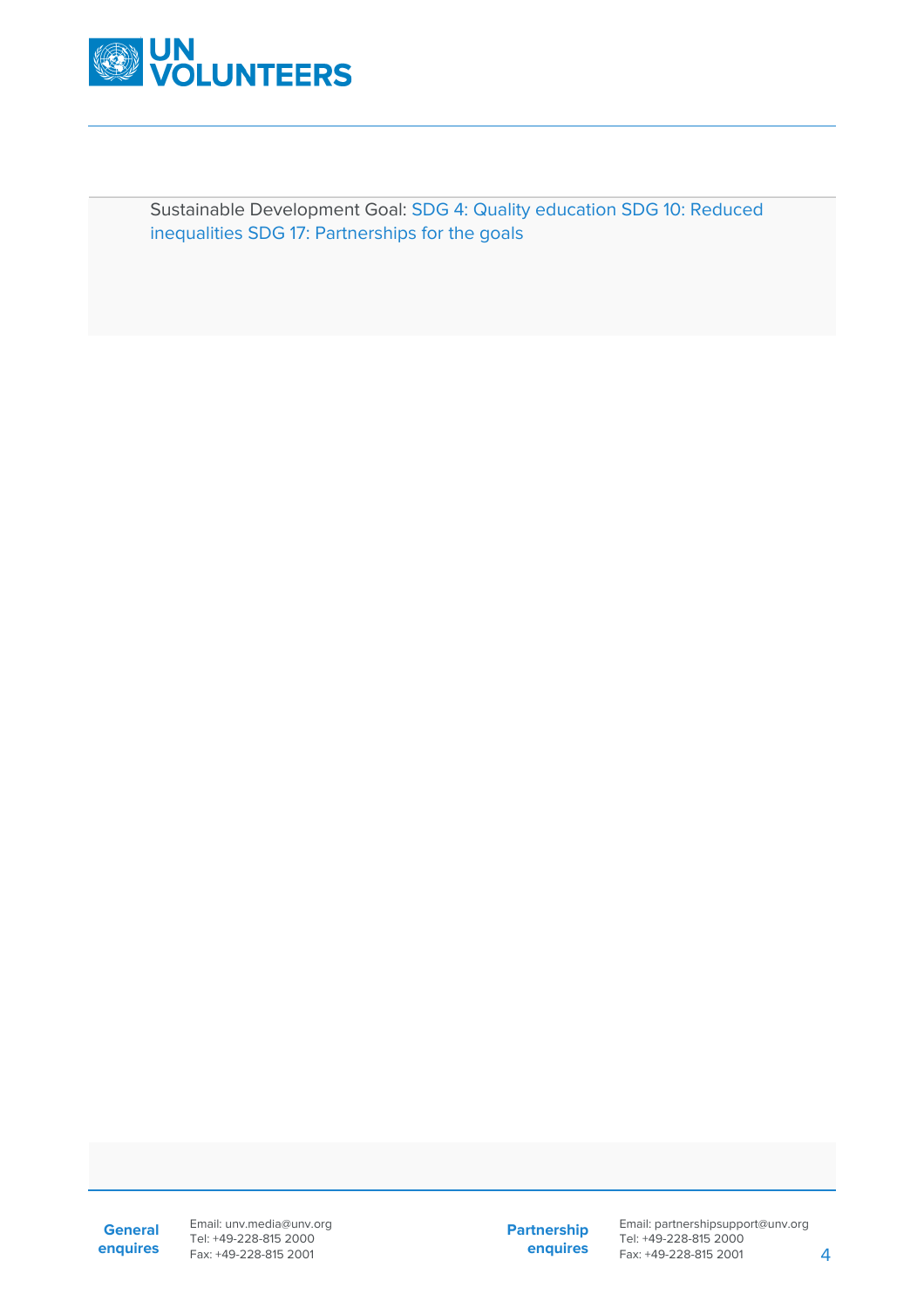Sustainable Development Goal: SDG 4: Quality education SDG 10: Reduced inequalities SDG 17: Partnerships for the goals